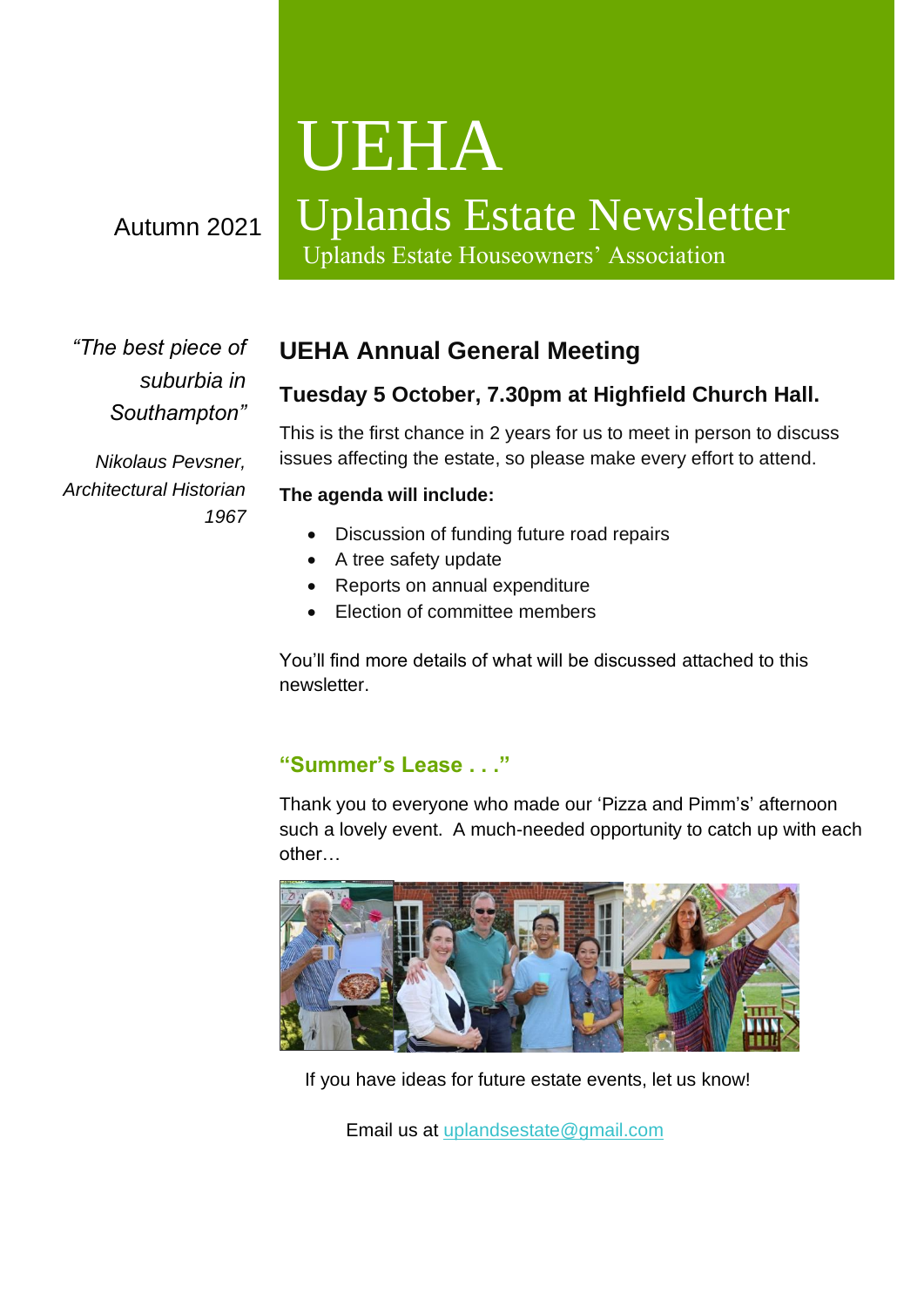Autumn 2021

# UEHA

## Uplands Estate Newsletter

Uplands Estate Houseowners' Association

*"The best piece of suburbia in Southampton"*

*Nikolaus Pevsner, Architectural Historian 1967*

## UEHA Annual General Meeting

### Tuesday 5 October, 7.30pm at Highfield Church Hall.

This is the first chance in 2 years for us to meet in person to discuss issues affecting the estate, so please make every effort to attend.

**The agenda will include:**

- Discussion of funding future road repairs
- A tree safety update
- Reports on annual expenditure
- Election of committee members

You'll find more details of what will be discussed attached to this newsletter.

### "Summer's Lease . . ."

Thank you to everyone who made our 'Pizza and Pimm's' afternoon such a lovely event. A much-needed opportunity to catch up with each other…

If you have ideas for future estate events, let us know!

Email us at uplandsestate@gmail.com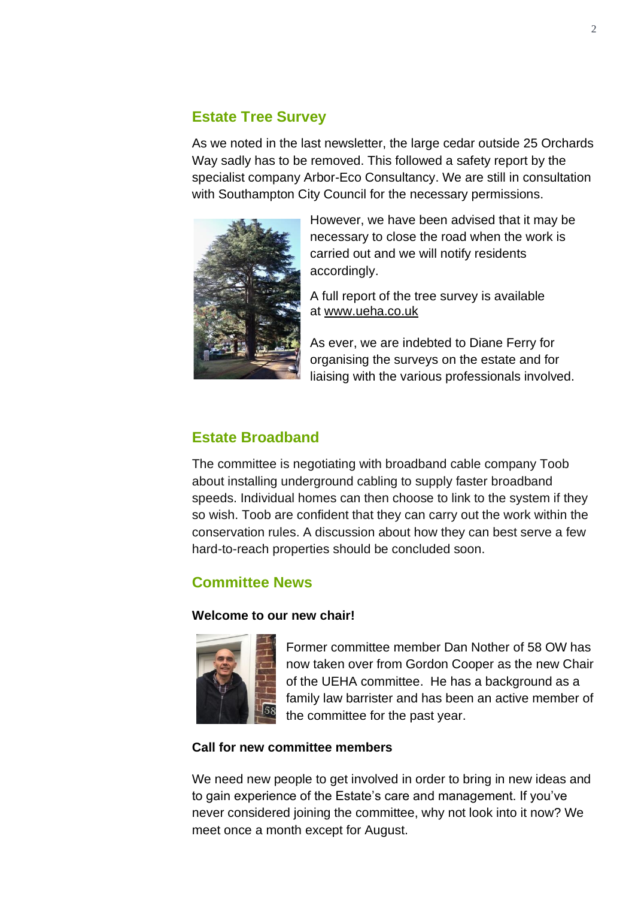## Estate Tree Survey

As we noted in the last newsletter, the large cedar outside 25 Orchards Way sadly has to be removed. This followed a safety report by the specialist company Arbor-Eco Consultancy. We are still in consultation with Southampton City Council for the necessary permissions.

However, we have been advised that it may be necessary to close the road when the work is carried out and we will notify residents accordingly.

A full report of the tree survey is available at www.ueha.co.uk

As ever, we are indebted to Diane Ferry for organising the surveys on the estate and for liaising with the various professionals involved.

## Estate Broadband

The committee is negotiating with broadband cable company Toob about installing underground cabling to supply faster broadband speeds. Individual homes can then choose to link to the system if they so wish. Toob are confident that they can carry out the work within the conservation rules. A discussion about how they can best serve a few hard-to-reach properties should be concluded soon.

## Committee News

**Welcome to our new chair!**

Former committee member Dan Nother of 58 OW has now taken over from Gordon Cooper as the new Chair of the UEHA committee. He has a background as a family law barrister and has been an active member of the committee for the past year.

**Call for new committee members**

We need new people to get involved in order to bring in new ideas and to gain experience of the Estate's care and management. If you've never considered joining the committee, why not look into it now? We meet once a month except for August.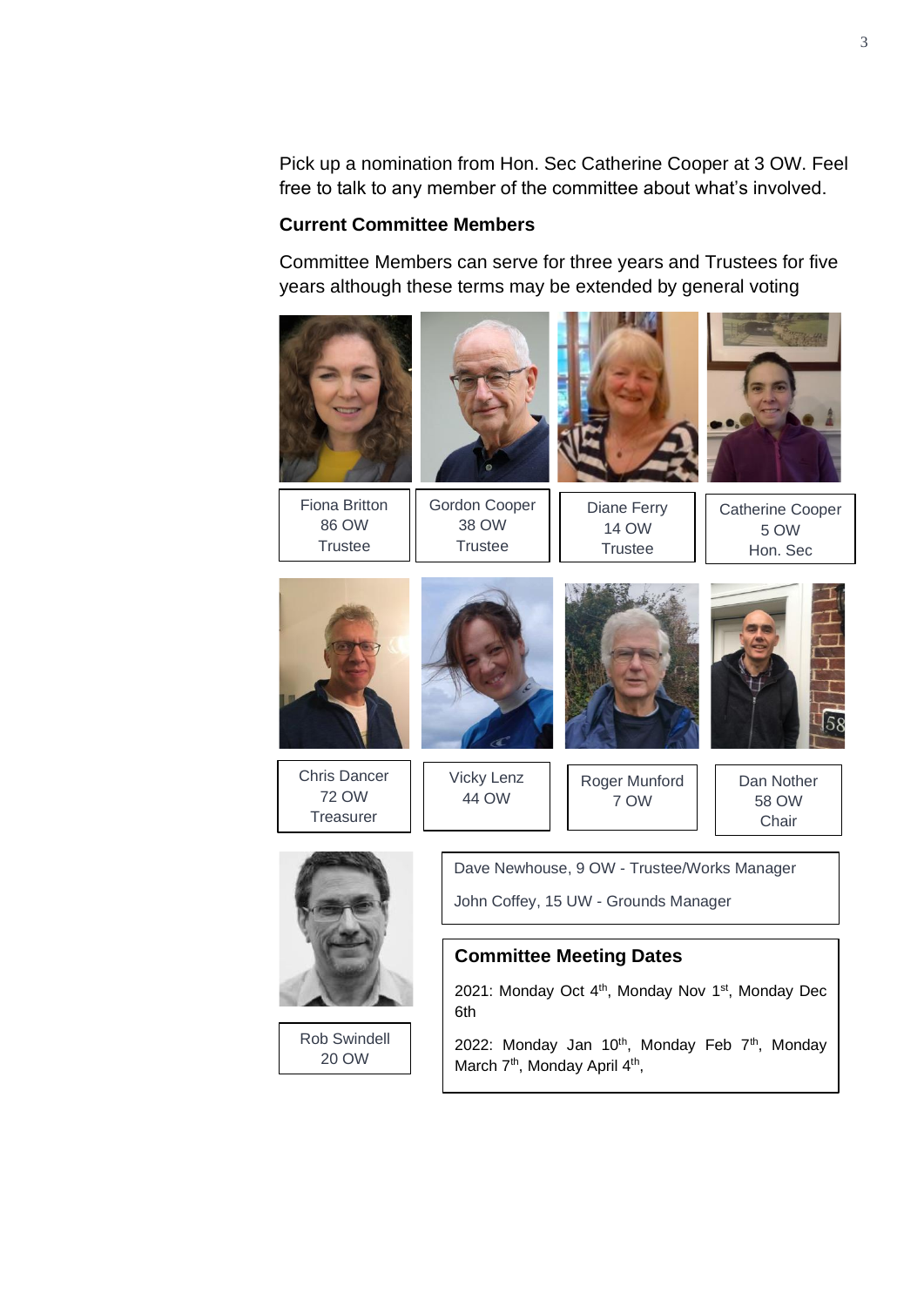Pick up a nomination from Hon. Sec Catherine Cooper at 3 OW. Feel free to talk to any member of the committee about what's involved.

**Current Committee Members**

Committee Members can serve for three years and Trustees for five years although these terms may be extended by general voting

Fiona Britton
86 OW
Trustee

Gordon Cooper
38 OW
Trustee

Diane Ferry
14 OW
Trustee

Catherine Cooper
5 OW
Hon. Sec

Chris Dancer
72 OW
Treasurer

Vicky Lenz
44 OW

Roger Munford
7 OW

Dan Nother
58 OW
Chair

Rob Swindell
20 OW

Dave Newhouse, 9 OW - Trustee/Works Manager

John Coffey, 15 UW - Grounds Manager

**Committee Meeting Dates**

2021: Monday Oct 4th, Monday Nov 1st, Monday Dec 6th

2022: Monday Jan 10th, Monday Feb 7th, Monday March 7th, Monday April 4th,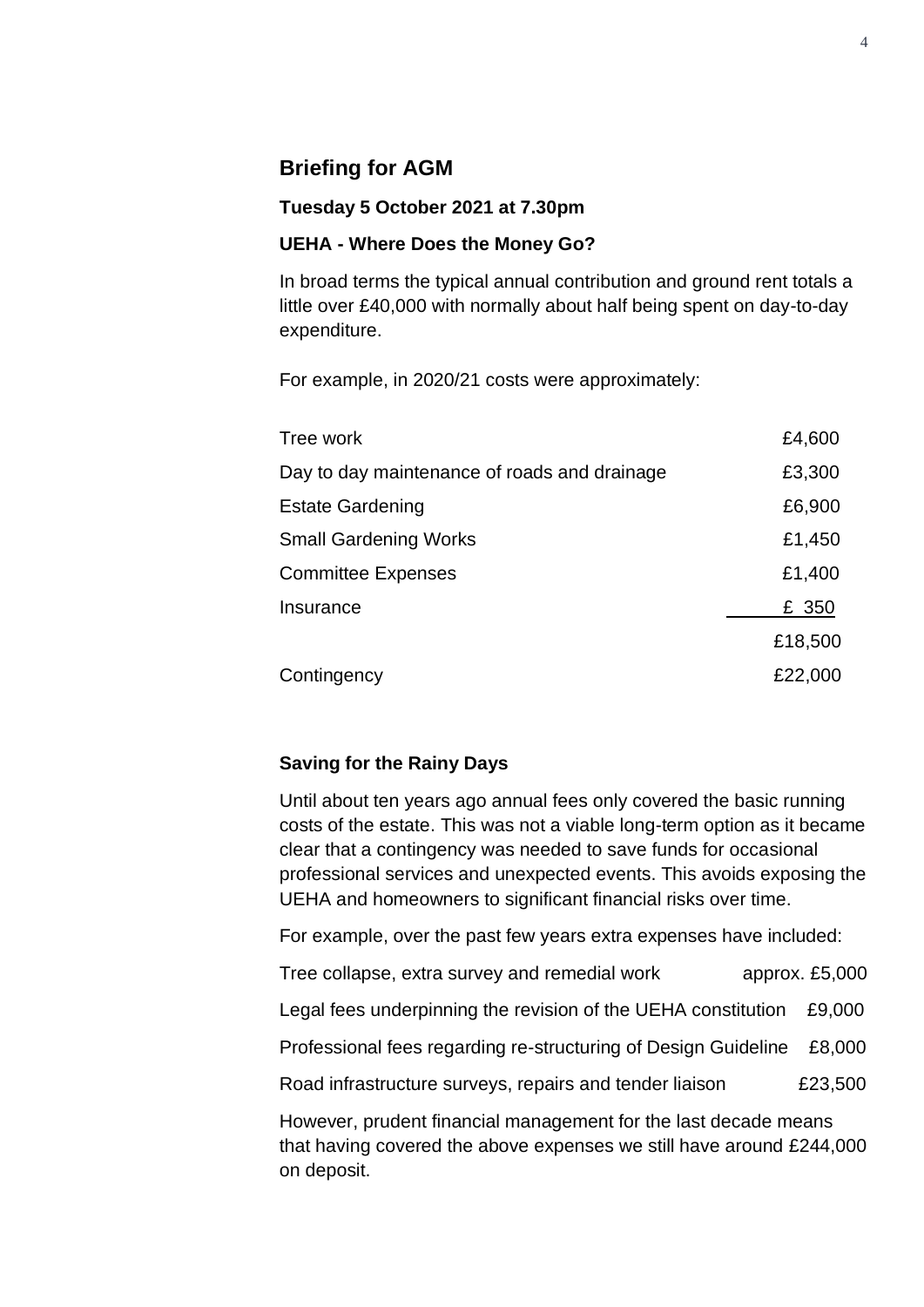## Briefing for AGM

**Tuesday 5 October 2021 at 7.30pm**

**UEHA - Where Does the Money Go?**

In broad terms the typical annual contribution and ground rent totals a little over £40,000 with normally about half being spent on day-to-day expenditure.

For example, in 2020/21 costs were approximately:

| | |
|---|---|
| Tree work | £4,600 |
| Day to day maintenance of roads and drainage | £3,300 |
| Estate Gardening | £6,900 |
| Small Gardening Works | £1,450 |
| Committee Expenses | £1,400 |
| Insurance | £ 350 |
| | £18,500 |
| Contingency | £22,000 |

**Saving for the Rainy Days**

Until about ten years ago annual fees only covered the basic running costs of the estate. This was not a viable long-term option as it became clear that a contingency was needed to save funds for occasional professional services and unexpected events. This avoids exposing the UEHA and homeowners to significant financial risks over time.

For example, over the past few years extra expenses have included:

| | |
|---|---|
| Tree collapse, extra survey and remedial work | approx. £5,000 |
| Legal fees underpinning the revision of the UEHA constitution | £9,000 |
| Professional fees regarding re-structuring of Design Guideline | £8,000 |
| Road infrastructure surveys, repairs and tender liaison | £23,500 |

However, prudent financial management for the last decade means that having covered the above expenses we still have around £244,000 on deposit.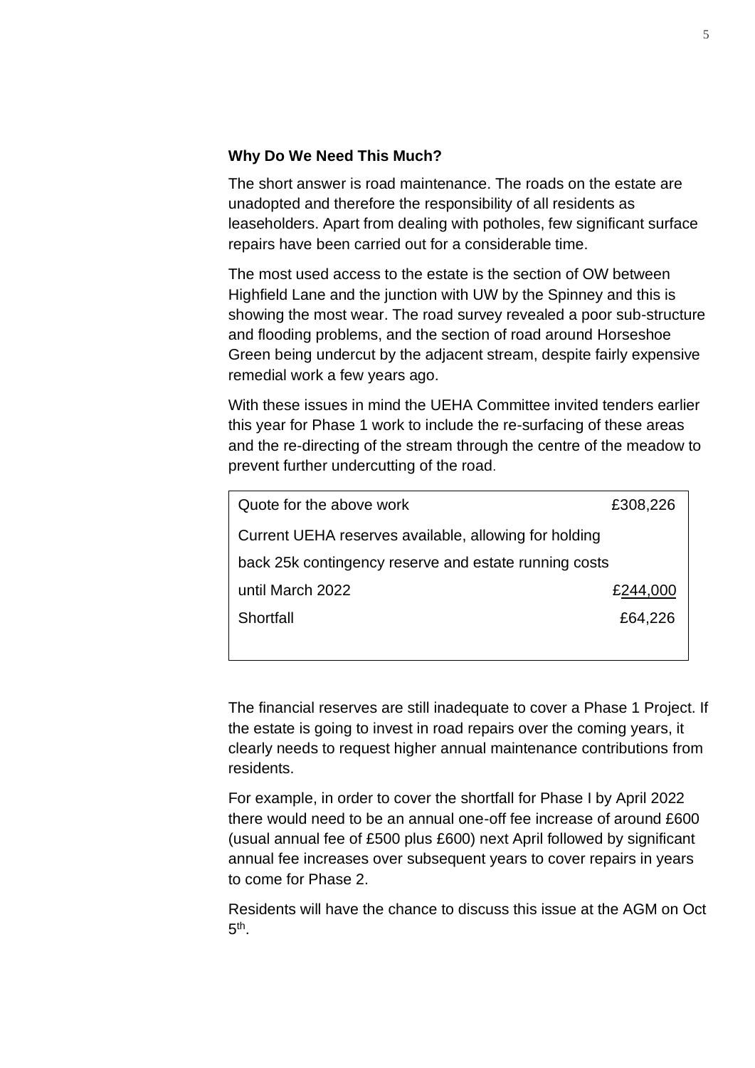**Why Do We Need This Much?**

The short answer is road maintenance. The roads on the estate are unadopted and therefore the responsibility of all residents as leaseholders. Apart from dealing with potholes, few significant surface repairs have been carried out for a considerable time.

The most used access to the estate is the section of OW between Highfield Lane and the junction with UW by the Spinney and this is showing the most wear. The road survey revealed a poor sub-structure and flooding problems, and the section of road around Horseshoe Green being undercut by the adjacent stream, despite fairly expensive remedial work a few years ago.

With these issues in mind the UEHA Committee invited tenders earlier this year for Phase 1 work to include the re-surfacing of these areas and the re-directing of the stream through the centre of the meadow to prevent further undercutting of the road.

| | |
|---|---|
| Quote for the above work | £308,226 |
| Current UEHA reserves available, allowing for holding back 25k contingency reserve and estate running costs until March 2022 | £244,000 |
| Shortfall | £64,226 |

The financial reserves are still inadequate to cover a Phase 1 Project. If the estate is going to invest in road repairs over the coming years, it clearly needs to request higher annual maintenance contributions from residents.

For example, in order to cover the shortfall for Phase I by April 2022 there would need to be an annual one-off fee increase of around £600 (usual annual fee of £500 plus £600) next April followed by significant annual fee increases over subsequent years to cover repairs in years to come for Phase 2.

Residents will have the chance to discuss this issue at the AGM on Oct 5th.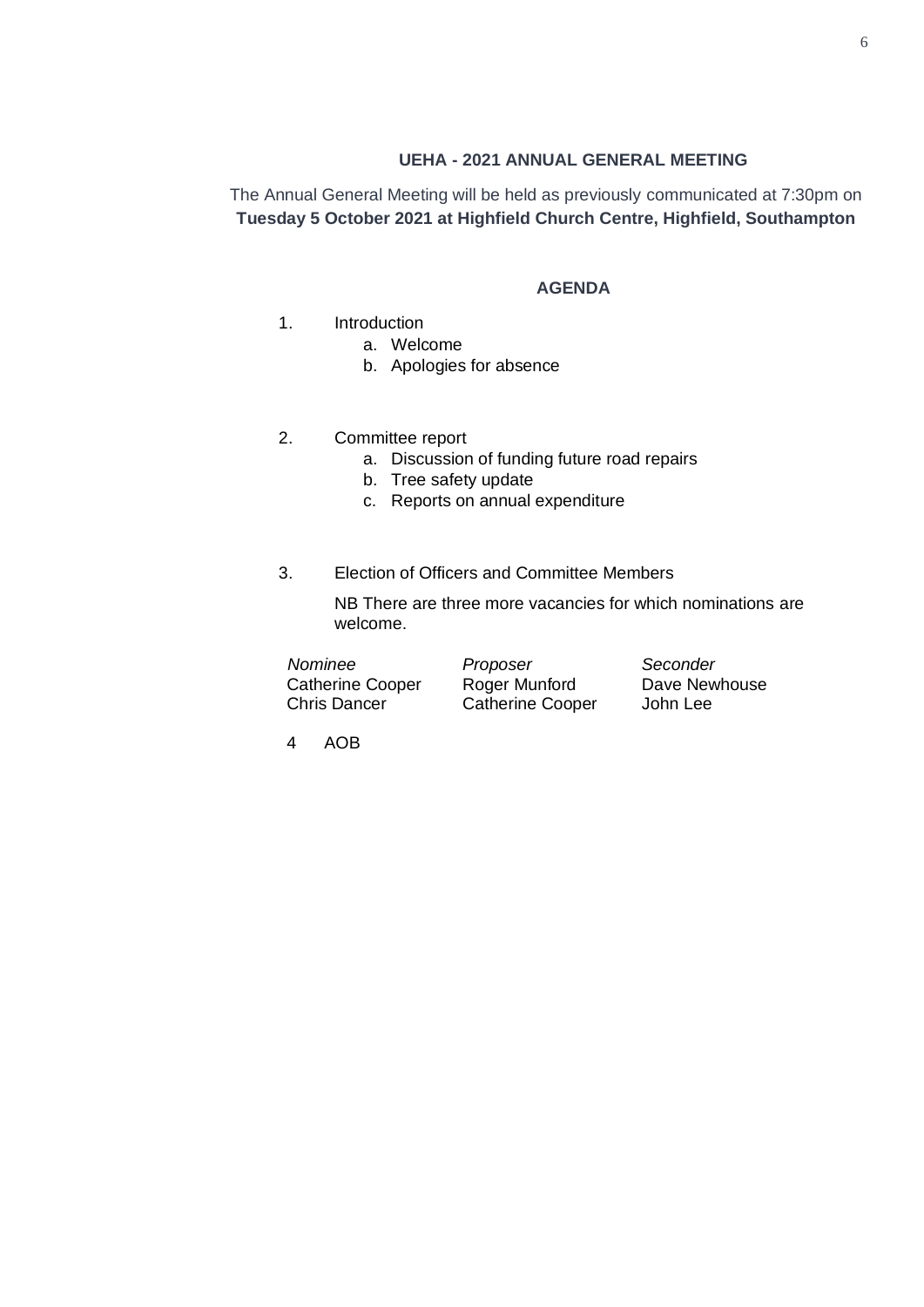## UEHA - 2021 ANNUAL GENERAL MEETING

The Annual General Meeting will be held as previously communicated at 7:30pm on **Tuesday 5 October 2021 at Highfield Church Centre, Highfield, Southampton**

### AGENDA

1. Introduction
   a. Welcome
   b. Apologies for absence

2. Committee report
   a. Discussion of funding future road repairs
   b. Tree safety update
   c. Reports on annual expenditure

3. Election of Officers and Committee Members

   NB There are three more vacancies for which nominations are welcome.

| *Nominee* | *Proposer* | *Seconder* |
|---|---|---|
| Catherine Cooper | Roger Munford | Dave Newhouse |
| Chris Dancer | Catherine Cooper | John Lee |

4 AOB